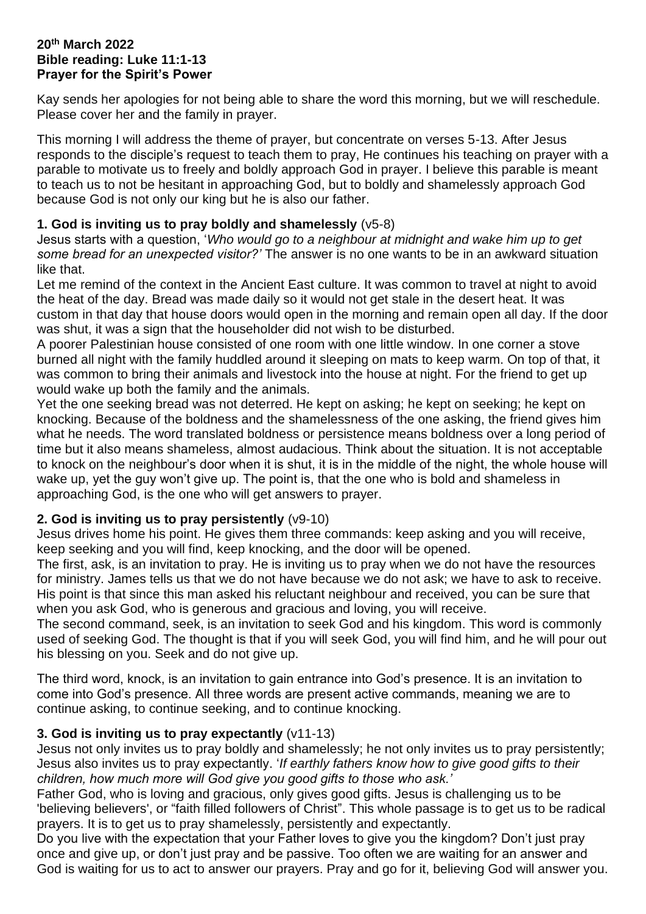**20th March 2022**
**Bible reading: Luke 11:1-13**
**Prayer for the Spirit's Power**

Kay sends her apologies for not being able to share the word this morning, but we will reschedule. Please cover her and the family in prayer.

This morning I will address the theme of prayer, but concentrate on verses 5-13. After Jesus responds to the disciple's request to teach them to pray, He continues his teaching on prayer with a parable to motivate us to freely and boldly approach God in prayer. I believe this parable is meant to teach us to not be hesitant in approaching God, but to boldly and shamelessly approach God because God is not only our king but he is also our father.

**1. God is inviting us to pray boldly and shamelessly** (v5-8)

Jesus starts with a question, '*Who would go to a neighbour at midnight and wake him up to get some bread for an unexpected visitor?'* The answer is no one wants to be in an awkward situation like that.

Let me remind of the context in the Ancient East culture. It was common to travel at night to avoid the heat of the day. Bread was made daily so it would not get stale in the desert heat. It was custom in that day that house doors would open in the morning and remain open all day. If the door was shut, it was a sign that the householder did not wish to be disturbed.

A poorer Palestinian house consisted of one room with one little window. In one corner a stove burned all night with the family huddled around it sleeping on mats to keep warm. On top of that, it was common to bring their animals and livestock into the house at night. For the friend to get up would wake up both the family and the animals.

Yet the one seeking bread was not deterred. He kept on asking; he kept on seeking; he kept on knocking. Because of the boldness and the shamelessness of the one asking, the friend gives him what he needs. The word translated boldness or persistence means boldness over a long period of time but it also means shameless, almost audacious. Think about the situation. It is not acceptable to knock on the neighbour's door when it is shut, it is in the middle of the night, the whole house will wake up, yet the guy won't give up. The point is, that the one who is bold and shameless in approaching God, is the one who will get answers to prayer.

**2. God is inviting us to pray persistently** (v9-10)

Jesus drives home his point. He gives them three commands: keep asking and you will receive, keep seeking and you will find, keep knocking, and the door will be opened.

The first, ask, is an invitation to pray. He is inviting us to pray when we do not have the resources for ministry. James tells us that we do not have because we do not ask; we have to ask to receive. His point is that since this man asked his reluctant neighbour and received, you can be sure that when you ask God, who is generous and gracious and loving, you will receive.

The second command, seek, is an invitation to seek God and his kingdom. This word is commonly used of seeking God. The thought is that if you will seek God, you will find him, and he will pour out his blessing on you. Seek and do not give up.

The third word, knock, is an invitation to gain entrance into God's presence. It is an invitation to come into God's presence. All three words are present active commands, meaning we are to continue asking, to continue seeking, and to continue knocking.

**3. God is inviting us to pray expectantly** (v11-13)

Jesus not only invites us to pray boldly and shamelessly; he not only invites us to pray persistently; Jesus also invites us to pray expectantly. '*If earthly fathers know how to give good gifts to their children, how much more will God give you good gifts to those who ask.'*

Father God, who is loving and gracious, only gives good gifts. Jesus is challenging us to be 'believing believers', or "faith filled followers of Christ". This whole passage is to get us to be radical prayers. It is to get us to pray shamelessly, persistently and expectantly.

Do you live with the expectation that your Father loves to give you the kingdom? Don't just pray once and give up, or don't just pray and be passive. Too often we are waiting for an answer and God is waiting for us to act to answer our prayers. Pray and go for it, believing God will answer you.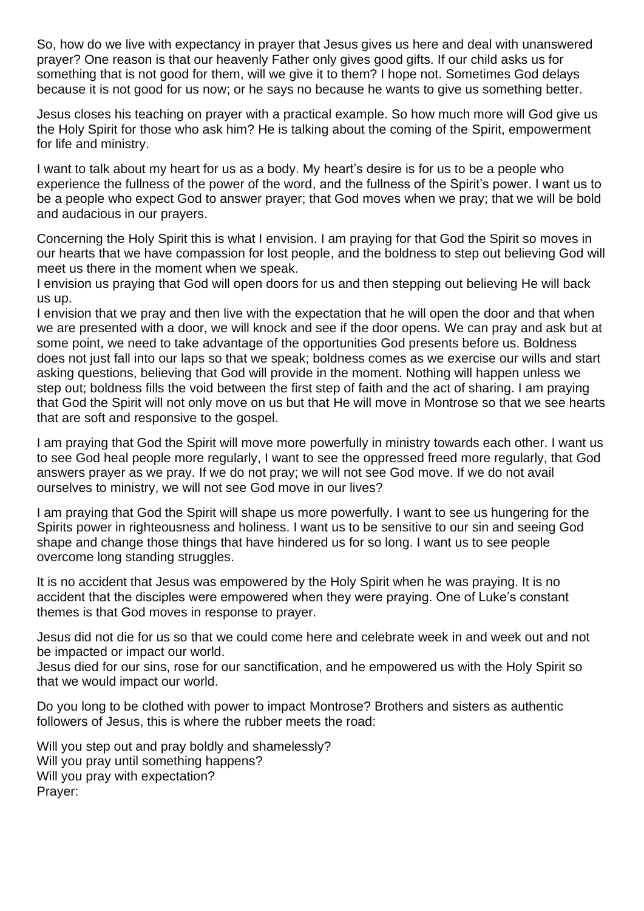So, how do we live with expectancy in prayer that Jesus gives us here and deal with unanswered prayer? One reason is that our heavenly Father only gives good gifts. If our child asks us for something that is not good for them, will we give it to them? I hope not. Sometimes God delays because it is not good for us now; or he says no because he wants to give us something better.

Jesus closes his teaching on prayer with a practical example. So how much more will God give us the Holy Spirit for those who ask him? He is talking about the coming of the Spirit, empowerment for life and ministry.

I want to talk about my heart for us as a body. My heart's desire is for us to be a people who experience the fullness of the power of the word, and the fullness of the Spirit's power. I want us to be a people who expect God to answer prayer; that God moves when we pray; that we will be bold and audacious in our prayers.

Concerning the Holy Spirit this is what I envision. I am praying for that God the Spirit so moves in our hearts that we have compassion for lost people, and the boldness to step out believing God will meet us there in the moment when we speak.

I envision us praying that God will open doors for us and then stepping out believing He will back us up.

I envision that we pray and then live with the expectation that he will open the door and that when we are presented with a door, we will knock and see if the door opens. We can pray and ask but at some point, we need to take advantage of the opportunities God presents before us. Boldness does not just fall into our laps so that we speak; boldness comes as we exercise our wills and start asking questions, believing that God will provide in the moment. Nothing will happen unless we step out; boldness fills the void between the first step of faith and the act of sharing. I am praying that God the Spirit will not only move on us but that He will move in Montrose so that we see hearts that are soft and responsive to the gospel.

I am praying that God the Spirit will move more powerfully in ministry towards each other. I want us to see God heal people more regularly, I want to see the oppressed freed more regularly, that God answers prayer as we pray. If we do not pray; we will not see God move. If we do not avail ourselves to ministry, we will not see God move in our lives?

I am praying that God the Spirit will shape us more powerfully. I want to see us hungering for the Spirits power in righteousness and holiness. I want us to be sensitive to our sin and seeing God shape and change those things that have hindered us for so long. I want us to see people overcome long standing struggles.

It is no accident that Jesus was empowered by the Holy Spirit when he was praying. It is no accident that the disciples were empowered when they were praying. One of Luke's constant themes is that God moves in response to prayer.

Jesus did not die for us so that we could come here and celebrate week in and week out and not be impacted or impact our world.

Jesus died for our sins, rose for our sanctification, and he empowered us with the Holy Spirit so that we would impact our world.

Do you long to be clothed with power to impact Montrose? Brothers and sisters as authentic followers of Jesus, this is where the rubber meets the road:

Will you step out and pray boldly and shamelessly?
Will you pray until something happens?
Will you pray with expectation?
Prayer: